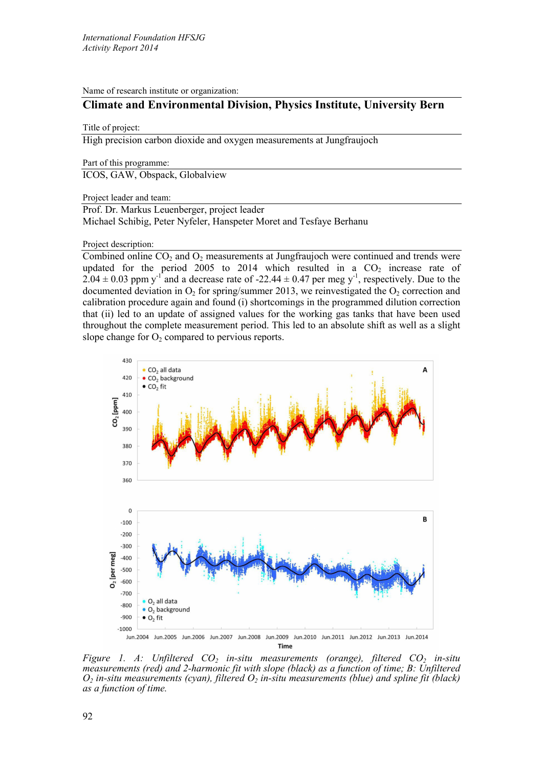Name of research institute or organization:

**Climate and Environmental Division, Physics Institute, University Bern**

Title of project:

High precision carbon dioxide and oxygen measurements at Jungfraujoch

Part of this programme:

ICOS, GAW, Obspack, Globalview

Project leader and team:

Prof. Dr. Markus Leuenberger, project leader
Michael Schibig, Peter Nyfeler, Hanspeter Moret and Tesfaye Berhanu

Project description:

Combined online $CO_2$ and $O_2$ measurements at Jungfraujoch were continued and trends were updated for the period 2005 to 2014 which resulted in a $CO_2$ increase rate of $2.04 \pm 0.03$ ppm $y^{-1}$ and a decrease rate of $-22.44 \pm 0.47$ per meg $y^{-1}$, respectively. Due to the documented deviation in $O_2$ for spring/summer 2013, we reinvestigated the $O_2$ correction and calibration procedure again and found (i) shortcomings in the programmed dilution correction that (ii) led to an update of assigned values for the working gas tanks that have been used throughout the complete measurement period. This led to an absolute shift as well as a slight slope change for $O_2$ compared to pervious reports.

*Figure 1. A: Unfiltered $CO_2$ in-situ measurements (orange), filtered $CO_2$ in-situ measurements (red) and 2-harmonic fit with slope (black) as a function of time; B: Unfiltered $O_2$ in-situ measurements (cyan), filtered $O_2$ in-situ measurements (blue) and spline fit (black) as a function of time.*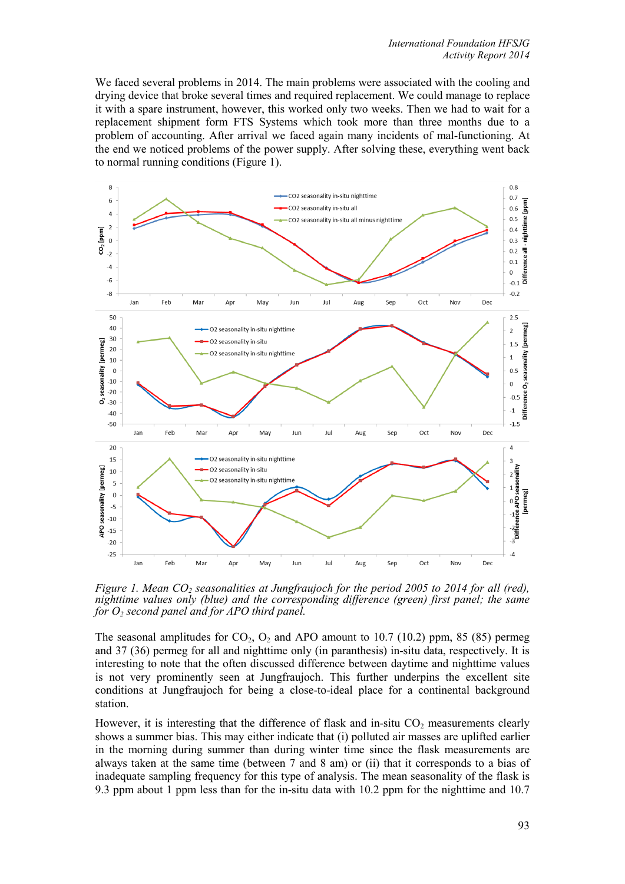We faced several problems in 2014. The main problems were associated with the cooling and drying device that broke several times and required replacement. We could manage to replace it with a spare instrument, however, this worked only two weeks. Then we had to wait for a replacement shipment form FTS Systems which took more than three months due to a problem of accounting. After arrival we faced again many incidents of mal-functioning. At the end we noticed problems of the power supply. After solving these, everything went back to normal running conditions (Figure 1).

*Figure 1. Mean $CO_2$ seasonalities at Jungfraujoch for the period 2005 to 2014 for all (red), nighttime values only (blue) and the corresponding difference (green) first panel; the same for $O_2$ second panel and for APO third panel.*

The seasonal amplitudes for $CO_2$, $O_2$ and APO amount to 10.7 (10.2) ppm, 85 (85) permeg and 37 (36) permeg for all and nighttime only (in paranthesis) in-situ data, respectively. It is interesting to note that the often discussed difference between daytime and nighttime values is not very prominently seen at Jungfraujoch. This further underpins the excellent site conditions at Jungfraujoch for being a close-to-ideal place for a continental background station.

However, it is interesting that the difference of flask and in-situ $CO_2$ measurements clearly shows a summer bias. This may either indicate that (i) polluted air masses are uplifted earlier in the morning during summer than during winter time since the flask measurements are always taken at the same time (between 7 and 8 am) or (ii) that it corresponds to a bias of inadequate sampling frequency for this type of analysis. The mean seasonality of the flask is 9.3 ppm about 1 ppm less than for the in-situ data with 10.2 ppm for the nighttime and 10.7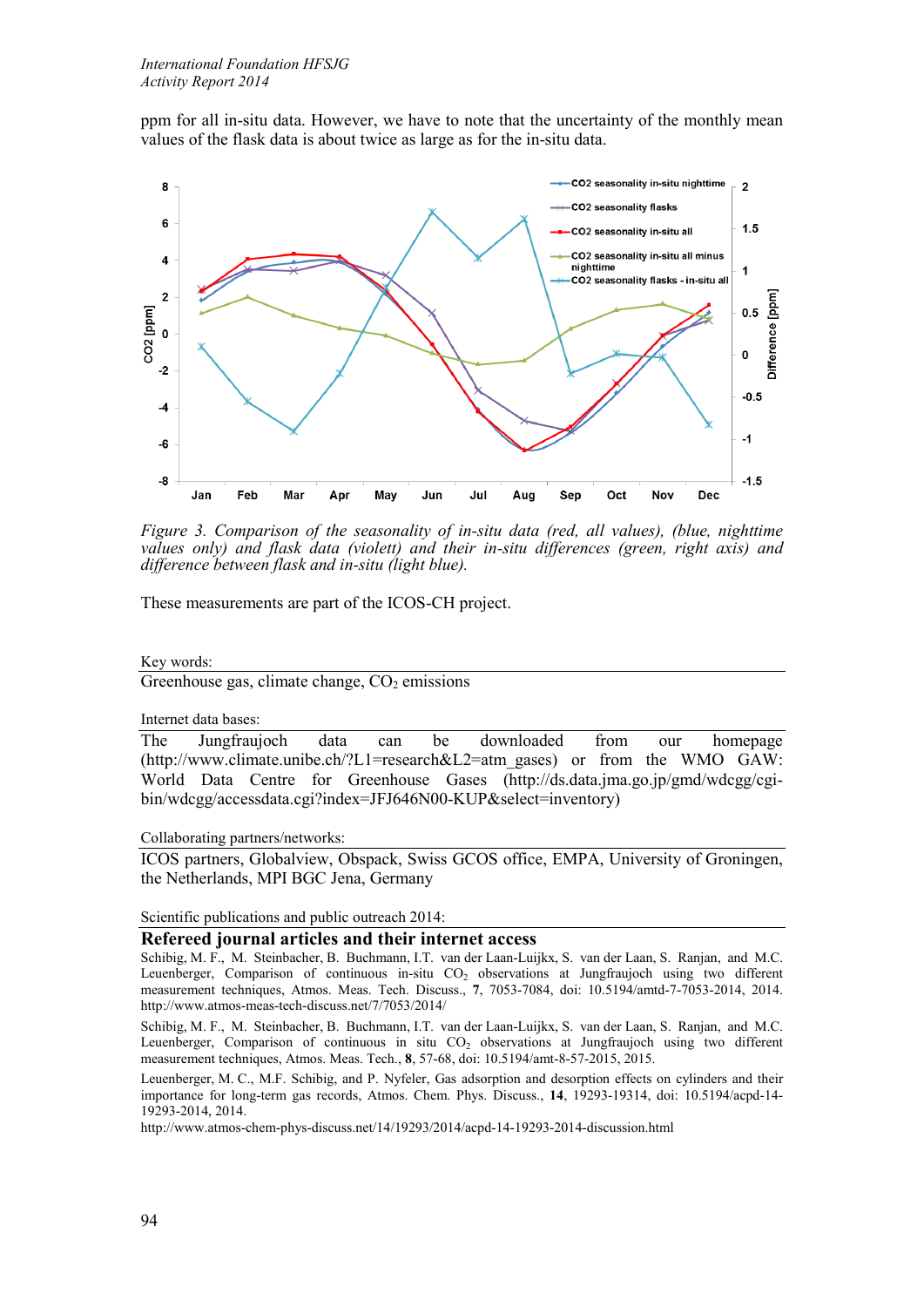ppm for all in-situ data. However, we have to note that the uncertainty of the monthly mean values of the flask data is about twice as large as for the in-situ data.

*Figure 3. Comparison of the seasonality of in-situ data (red, all values), (blue, nighttime values only) and flask data (violett) and their in-situ differences (green, right axis) and difference between flask and in-situ (light blue).*

These measurements are part of the ICOS-CH project.

Key words:

Greenhouse gas, climate change, $CO_2$ emissions

Internet data bases:

The Jungfraujoch data can be downloaded from our homepage (http://www.climate.unibe.ch/?L1=research&L2=atm_gases) or from the WMO GAW: World Data Centre for Greenhouse Gases (http://ds.data.jma.go.jp/gmd/wdcgg/cgi-bin/wdcgg/accessdata.cgi?index=JFJ646N00-KUP&select=inventory)

Collaborating partners/networks:

ICOS partners, Globalview, Obspack, Swiss GCOS office, EMPA, University of Groningen, the Netherlands, MPI BGC Jena, Germany

Scientific publications and public outreach 2014:

## Refereed journal articles and their internet access

Schibig, M. F., M. Steinbacher, B. Buchmann, I.T. van der Laan-Luijkx, S. van der Laan, S. Ranjan, and M.C. Leuenberger, Comparison of continuous in-situ $CO_2$ observations at Jungfraujoch using two different measurement techniques, Atmos. Meas. Tech. Discuss., **7**, 7053-7084, doi: 10.5194/amtd-7-7053-2014, 2014. http://www.atmos-meas-tech-discuss.net/7/7053/2014/

Schibig, M. F., M. Steinbacher, B. Buchmann, I.T. van der Laan-Luijkx, S. van der Laan, S. Ranjan, and M.C. Leuenberger, Comparison of continuous in situ $CO_2$ observations at Jungfraujoch using two different measurement techniques, Atmos. Meas. Tech., **8**, 57-68, doi: 10.5194/amt-8-57-2015, 2015.

Leuenberger, M. C., M.F. Schibig, and P. Nyfeler, Gas adsorption and desorption effects on cylinders and their importance for long-term gas records, Atmos. Chem. Phys. Discuss., **14**, 19293-19314, doi: 10.5194/acpd-14-19293-2014, 2014.
http://www.atmos-chem-phys-discuss.net/14/19293/2014/acpd-14-19293-2014-discussion.html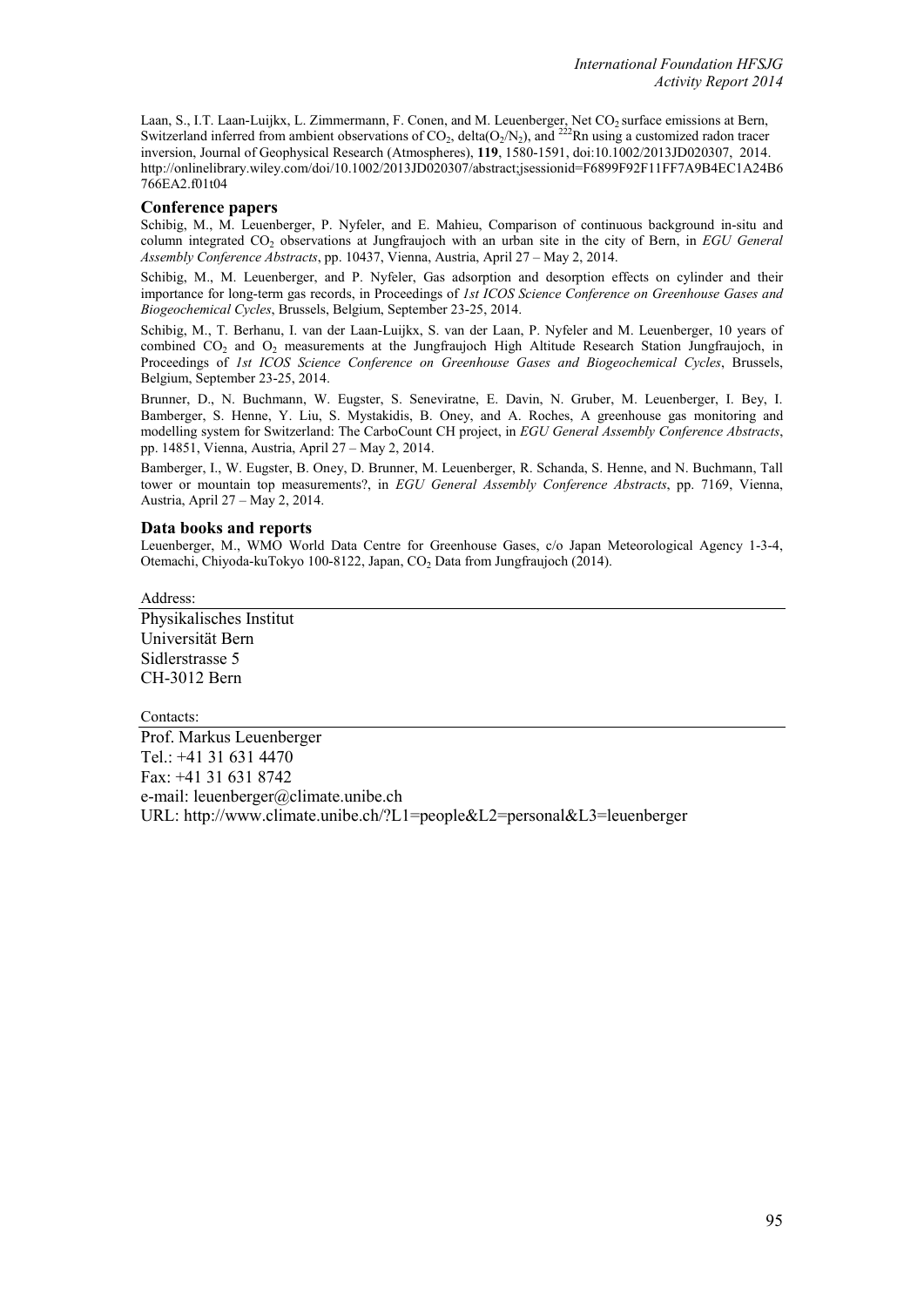Laan, S., I.T. Laan-Luijkx, L. Zimmermann, F. Conen, and M. Leuenberger, Net $CO_2$ surface emissions at Bern, Switzerland inferred from ambient observations of $CO_2$, delta($O_2/N_2$), and $^{222}$Rn using a customized radon tracer inversion, Journal of Geophysical Research (Atmospheres), **119**, 1580-1591, doi:10.1002/2013JD020307, 2014. http://onlinelibrary.wiley.com/doi/10.1002/2013JD020307/abstract;jsessionid=F6899F92F11FF7A9B4EC1A24B6766EA2.f01t04

## Conference papers

Schibig, M., M. Leuenberger, P. Nyfeler, and E. Mahieu, Comparison of continuous background in-situ and column integrated $CO_2$ observations at Jungfraujoch with an urban site in the city of Bern, in *EGU General Assembly Conference Abstracts*, pp. 10437, Vienna, Austria, April 27 – May 2, 2014.

Schibig, M., M. Leuenberger, and P. Nyfeler, Gas adsorption and desorption effects on cylinder and their importance for long-term gas records, in Proceedings of *1st ICOS Science Conference on Greenhouse Gases and Biogeochemical Cycles*, Brussels, Belgium, September 23-25, 2014.

Schibig, M., T. Berhanu, I. van der Laan-Luijkx, S. van der Laan, P. Nyfeler and M. Leuenberger, 10 years of combined $CO_2$ and $O_2$ measurements at the Jungfraujoch High Altitude Research Station Jungfraujoch, in Proceedings of *1st ICOS Science Conference on Greenhouse Gases and Biogeochemical Cycles*, Brussels, Belgium, September 23-25, 2014.

Brunner, D., N. Buchmann, W. Eugster, S. Seneviratne, E. Davin, N. Gruber, M. Leuenberger, I. Bey, I. Bamberger, S. Henne, Y. Liu, S. Mystakidis, B. Oney, and A. Roches, A greenhouse gas monitoring and modelling system for Switzerland: The CarboCount CH project, in *EGU General Assembly Conference Abstracts*, pp. 14851, Vienna, Austria, April 27 – May 2, 2014.

Bamberger, I., W. Eugster, B. Oney, D. Brunner, M. Leuenberger, R. Schanda, S. Henne, and N. Buchmann, Tall tower or mountain top measurements?, in *EGU General Assembly Conference Abstracts*, pp. 7169, Vienna, Austria, April 27 – May 2, 2014.

## Data books and reports

Leuenberger, M., WMO World Data Centre for Greenhouse Gases, c/o Japan Meteorological Agency 1-3-4, Otemachi, Chiyoda-kuTokyo 100-8122, Japan, $CO_2$ Data from Jungfraujoch (2014).

Address:

Physikalisches Institut
Universität Bern
Sidlerstrasse 5
CH-3012 Bern

Contacts:

Prof. Markus Leuenberger
Tel.: +41 31 631 4470
Fax: +41 31 631 8742
e-mail: leuenberger@climate.unibe.ch
URL: http://www.climate.unibe.ch/?L1=people&L2=personal&L3=leuenberger